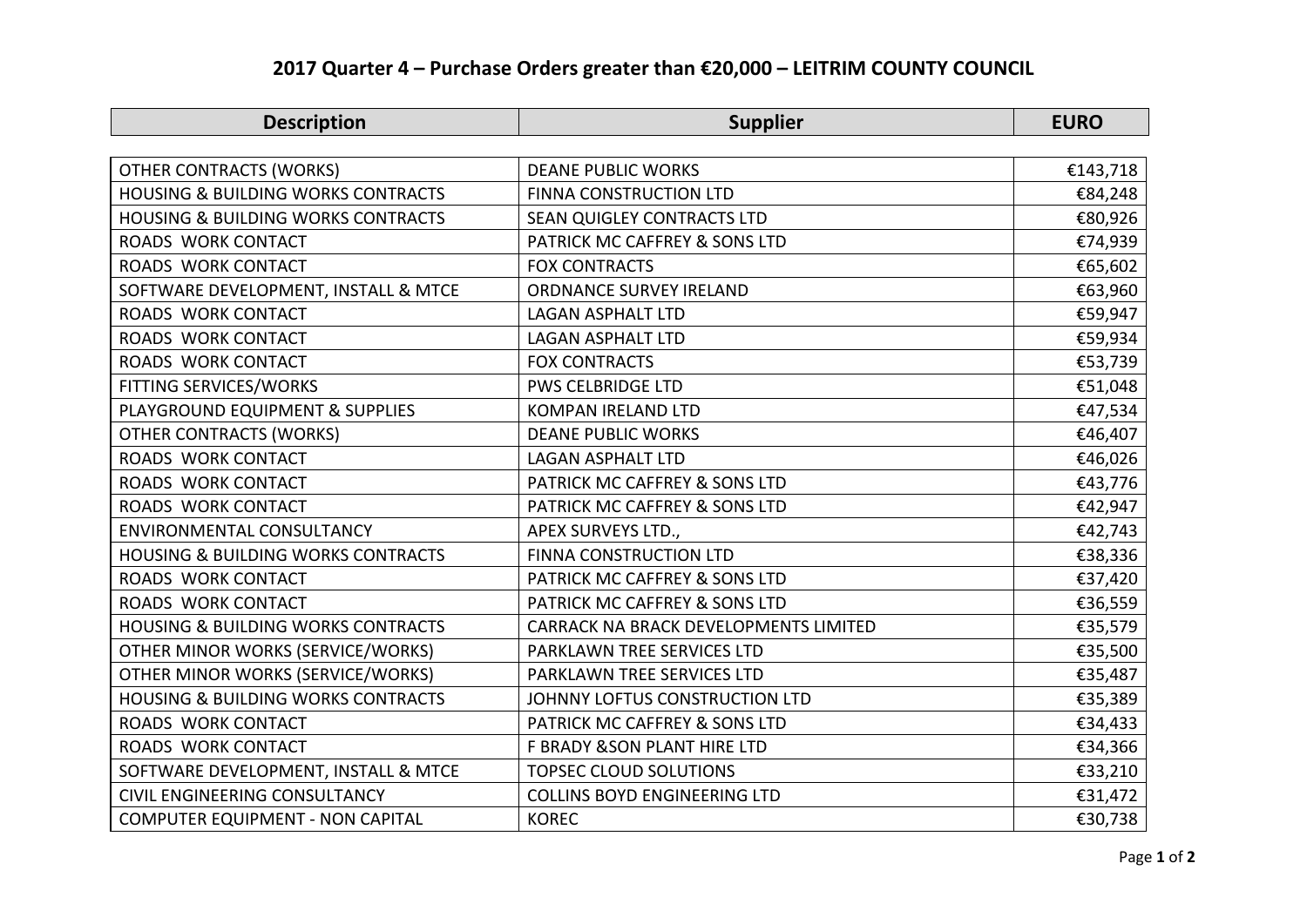# 2017 Quarter 4 – Purchase Orders greater than €20,000 – LEITRIM COUNTY COUNCIL

| Description | Supplier | EURO |
|---|---|---|
| OTHER CONTRACTS (WORKS) | DEANE PUBLIC WORKS | €143,718 |
| HOUSING & BUILDING WORKS CONTRACTS | FINNA CONSTRUCTION LTD | €84,248 |
| HOUSING & BUILDING WORKS CONTRACTS | SEAN QUIGLEY CONTRACTS LTD | €80,926 |
| ROADS WORK CONTACT | PATRICK MC CAFFREY & SONS LTD | €74,939 |
| ROADS WORK CONTACT | FOX CONTRACTS | €65,602 |
| SOFTWARE DEVELOPMENT, INSTALL & MTCE | ORDNANCE SURVEY IRELAND | €63,960 |
| ROADS WORK CONTACT | LAGAN ASPHALT LTD | €59,947 |
| ROADS WORK CONTACT | LAGAN ASPHALT LTD | €59,934 |
| ROADS WORK CONTACT | FOX CONTRACTS | €53,739 |
| FITTING SERVICES/WORKS | PWS CELBRIDGE LTD | €51,048 |
| PLAYGROUND EQUIPMENT & SUPPLIES | KOMPAN IRELAND LTD | €47,534 |
| OTHER CONTRACTS (WORKS) | DEANE PUBLIC WORKS | €46,407 |
| ROADS WORK CONTACT | LAGAN ASPHALT LTD | €46,026 |
| ROADS WORK CONTACT | PATRICK MC CAFFREY & SONS LTD | €43,776 |
| ROADS WORK CONTACT | PATRICK MC CAFFREY & SONS LTD | €42,947 |
| ENVIRONMENTAL CONSULTANCY | APEX SURVEYS LTD., | €42,743 |
| HOUSING & BUILDING WORKS CONTRACTS | FINNA CONSTRUCTION LTD | €38,336 |
| ROADS WORK CONTACT | PATRICK MC CAFFREY & SONS LTD | €37,420 |
| ROADS WORK CONTACT | PATRICK MC CAFFREY & SONS LTD | €36,559 |
| HOUSING & BUILDING WORKS CONTRACTS | CARRACK NA BRACK DEVELOPMENTS LIMITED | €35,579 |
| OTHER MINOR WORKS (SERVICE/WORKS) | PARKLAWN TREE SERVICES LTD | €35,500 |
| OTHER MINOR WORKS (SERVICE/WORKS) | PARKLAWN TREE SERVICES LTD | €35,487 |
| HOUSING & BUILDING WORKS CONTRACTS | JOHNNY LOFTUS CONSTRUCTION LTD | €35,389 |
| ROADS WORK CONTACT | PATRICK MC CAFFREY & SONS LTD | €34,433 |
| ROADS WORK CONTACT | F BRADY &SON PLANT HIRE LTD | €34,366 |
| SOFTWARE DEVELOPMENT, INSTALL & MTCE | TOPSEC CLOUD SOLUTIONS | €33,210 |
| CIVIL ENGINEERING CONSULTANCY | COLLINS BOYD ENGINEERING LTD | €31,472 |
| COMPUTER EQUIPMENT - NON CAPITAL | KOREC | €30,738 |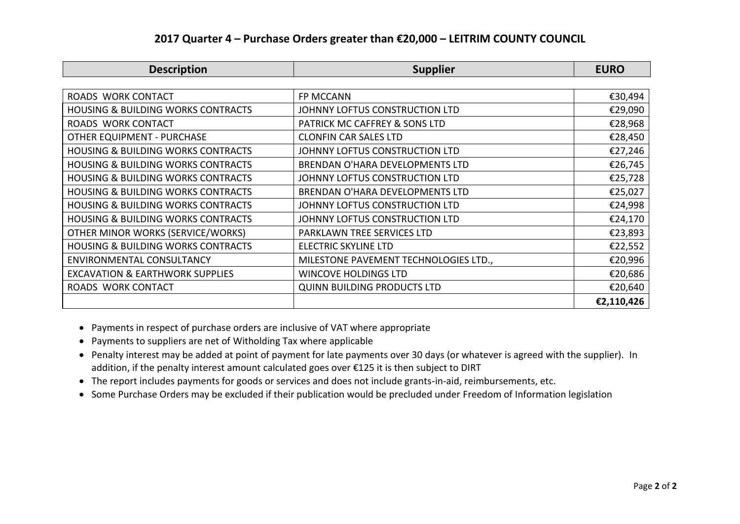## 2017 Quarter 4 – Purchase Orders greater than €20,000 – LEITRIM COUNTY COUNCIL

| Description | Supplier | EURO |
| --- | --- | --- |
| ROADS WORK CONTACT | FP MCCANN | €30,494 |
| HOUSING & BUILDING WORKS CONTRACTS | JOHNNY LOFTUS CONSTRUCTION LTD | €29,090 |
| ROADS WORK CONTACT | PATRICK MC CAFFREY & SONS LTD | €28,968 |
| OTHER EQUIPMENT - PURCHASE | CLONFIN CAR SALES LTD | €28,450 |
| HOUSING & BUILDING WORKS CONTRACTS | JOHNNY LOFTUS CONSTRUCTION LTD | €27,246 |
| HOUSING & BUILDING WORKS CONTRACTS | BRENDAN O'HARA DEVELOPMENTS LTD | €26,745 |
| HOUSING & BUILDING WORKS CONTRACTS | JOHNNY LOFTUS CONSTRUCTION LTD | €25,728 |
| HOUSING & BUILDING WORKS CONTRACTS | BRENDAN O'HARA DEVELOPMENTS LTD | €25,027 |
| HOUSING & BUILDING WORKS CONTRACTS | JOHNNY LOFTUS CONSTRUCTION LTD | €24,998 |
| HOUSING & BUILDING WORKS CONTRACTS | JOHNNY LOFTUS CONSTRUCTION LTD | €24,170 |
| OTHER MINOR WORKS (SERVICE/WORKS) | PARKLAWN TREE SERVICES LTD | €23,893 |
| HOUSING & BUILDING WORKS CONTRACTS | ELECTRIC SKYLINE LTD | €22,552 |
| ENVIRONMENTAL CONSULTANCY | MILESTONE PAVEMENT TECHNOLOGIES LTD., | €20,996 |
| EXCAVATION & EARTHWORK SUPPLIES | WINCOVE HOLDINGS LTD | €20,686 |
| ROADS WORK CONTACT | QUINN BUILDING PRODUCTS LTD | €20,640 |
| | | **€2,110,426** |

- Payments in respect of purchase orders are inclusive of VAT where appropriate
- Payments to suppliers are net of Witholding Tax where applicable
- Penalty interest may be added at point of payment for late payments over 30 days (or whatever is agreed with the supplier). In addition, if the penalty interest amount calculated goes over €125 it is then subject to DIRT
- The report includes payments for goods or services and does not include grants-in-aid, reimbursements, etc.
- Some Purchase Orders may be excluded if their publication would be precluded under Freedom of Information legislation